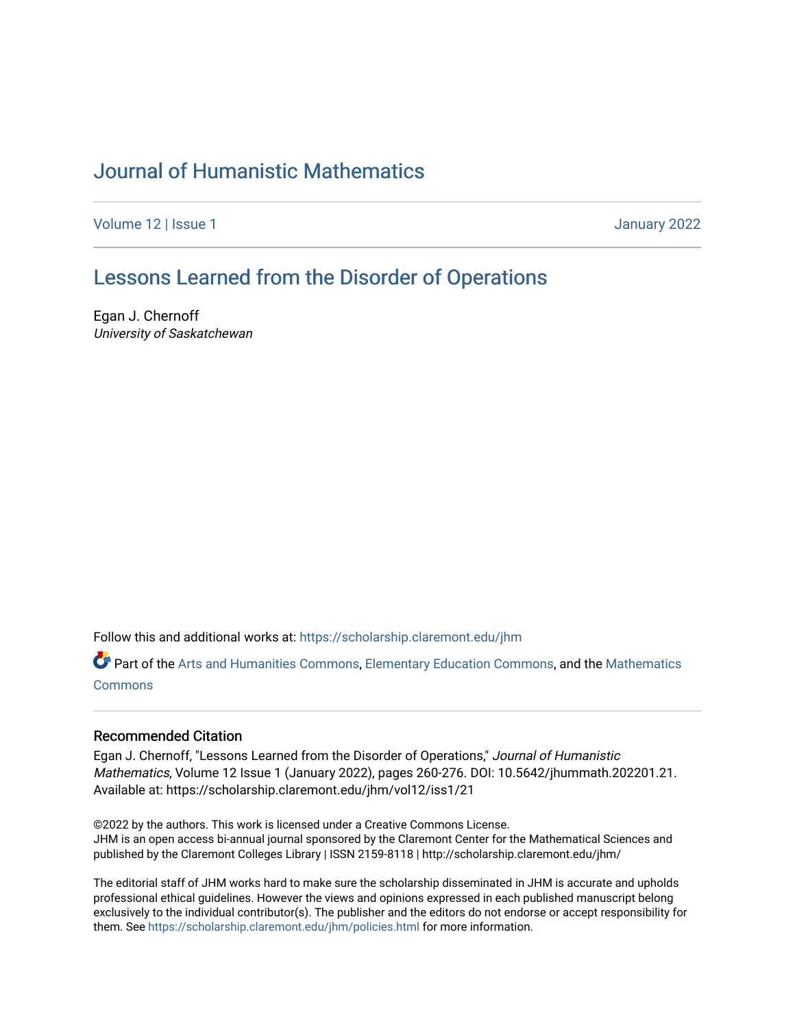# Journal of Humanistic Mathematics

Volume 12 | Issue 1 January 2022

## Lessons Learned from the Disorder of Operations

Egan J. Chernoff
*University of Saskatchewan*

Follow this and additional works at: https://scholarship.claremont.edu/jhm

Part of the Arts and Humanities Commons, Elementary Education Commons, and the Mathematics Commons

### Recommended Citation

Egan J. Chernoff, "Lessons Learned from the Disorder of Operations," *Journal of Humanistic Mathematics*, Volume 12 Issue 1 (January 2022), pages 260-276. DOI: 10.5642/jhummath.202201.21. Available at: https://scholarship.claremont.edu/jhm/vol12/iss1/21

©2022 by the authors. This work is licensed under a Creative Commons License.
JHM is an open access bi-annual journal sponsored by the Claremont Center for the Mathematical Sciences and published by the Claremont Colleges Library | ISSN 2159-8118 | http://scholarship.claremont.edu/jhm/

The editorial staff of JHM works hard to make sure the scholarship disseminated in JHM is accurate and upholds professional ethical guidelines. However the views and opinions expressed in each published manuscript belong exclusively to the individual contributor(s). The publisher and the editors do not endorse or accept responsibility for them. See https://scholarship.claremont.edu/jhm/policies.html for more information.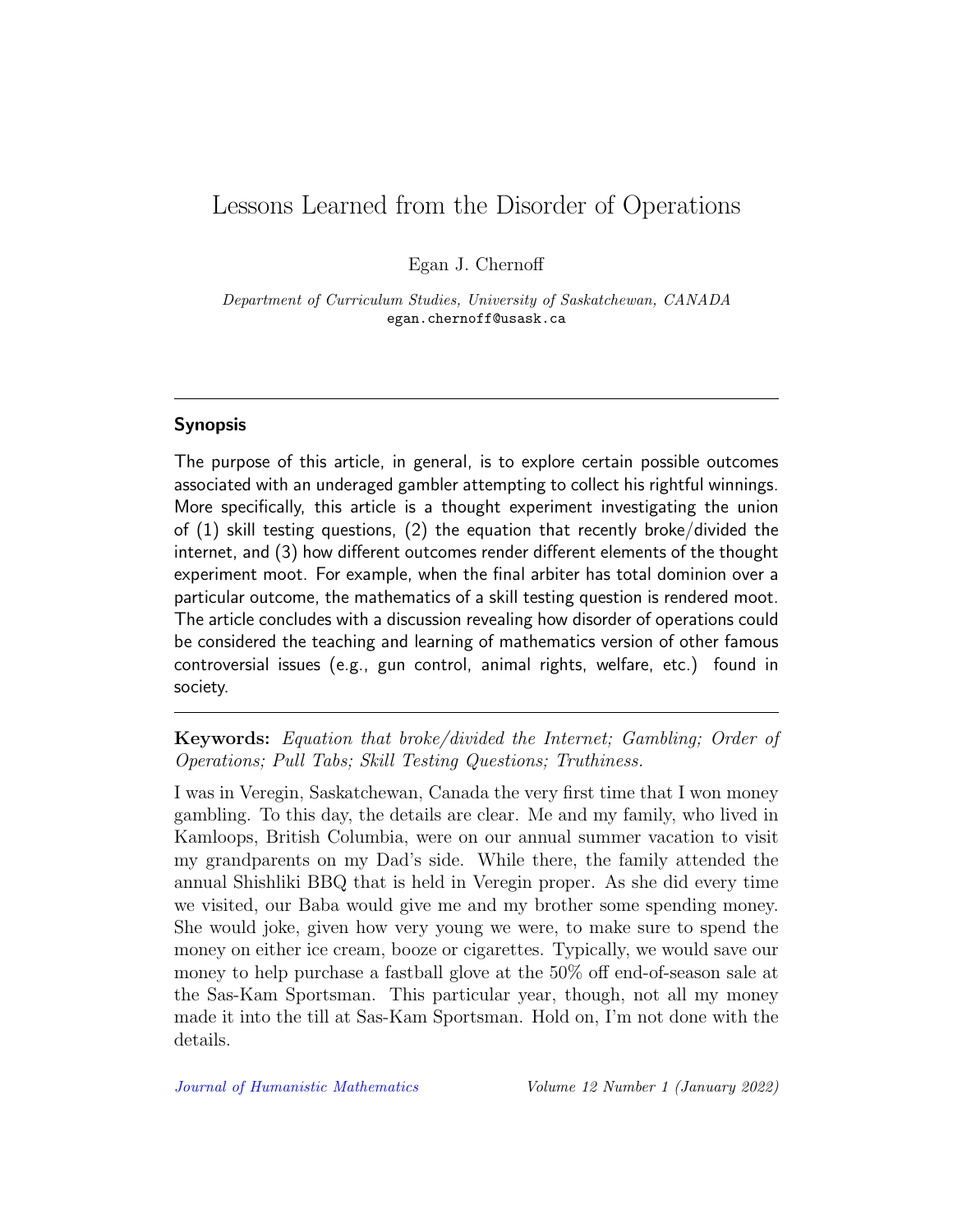# Lessons Learned from the Disorder of Operations

Egan J. Chernoff

*Department of Curriculum Studies, University of Saskatchewan, CANADA*
egan.chernoff@usask.ca

---

### Synopsis

The purpose of this article, in general, is to explore certain possible outcomes associated with an underaged gambler attempting to collect his rightful winnings. More specifically, this article is a thought experiment investigating the union of (1) skill testing questions, (2) the equation that recently broke/divided the internet, and (3) how different outcomes render different elements of the thought experiment moot. For example, when the final arbiter has total dominion over a particular outcome, the mathematics of a skill testing question is rendered moot. The article concludes with a discussion revealing how disorder of operations could be considered the teaching and learning of mathematics version of other famous controversial issues (e.g., gun control, animal rights, welfare, etc.) found in society.

---

**Keywords:** *Equation that broke/divided the Internet; Gambling; Order of Operations; Pull Tabs; Skill Testing Questions; Truthiness.*

I was in Veregin, Saskatchewan, Canada the very first time that I won money gambling. To this day, the details are clear. Me and my family, who lived in Kamloops, British Columbia, were on our annual summer vacation to visit my grandparents on my Dad's side. While there, the family attended the annual Shishliki BBQ that is held in Veregin proper. As she did every time we visited, our Baba would give me and my brother some spending money. She would joke, given how very young we were, to make sure to spend the money on either ice cream, booze or cigarettes. Typically, we would save our money to help purchase a fastball glove at the 50% off end-of-season sale at the Sas-Kam Sportsman. This particular year, though, not all my money made it into the till at Sas-Kam Sportsman. Hold on, I'm not done with the details.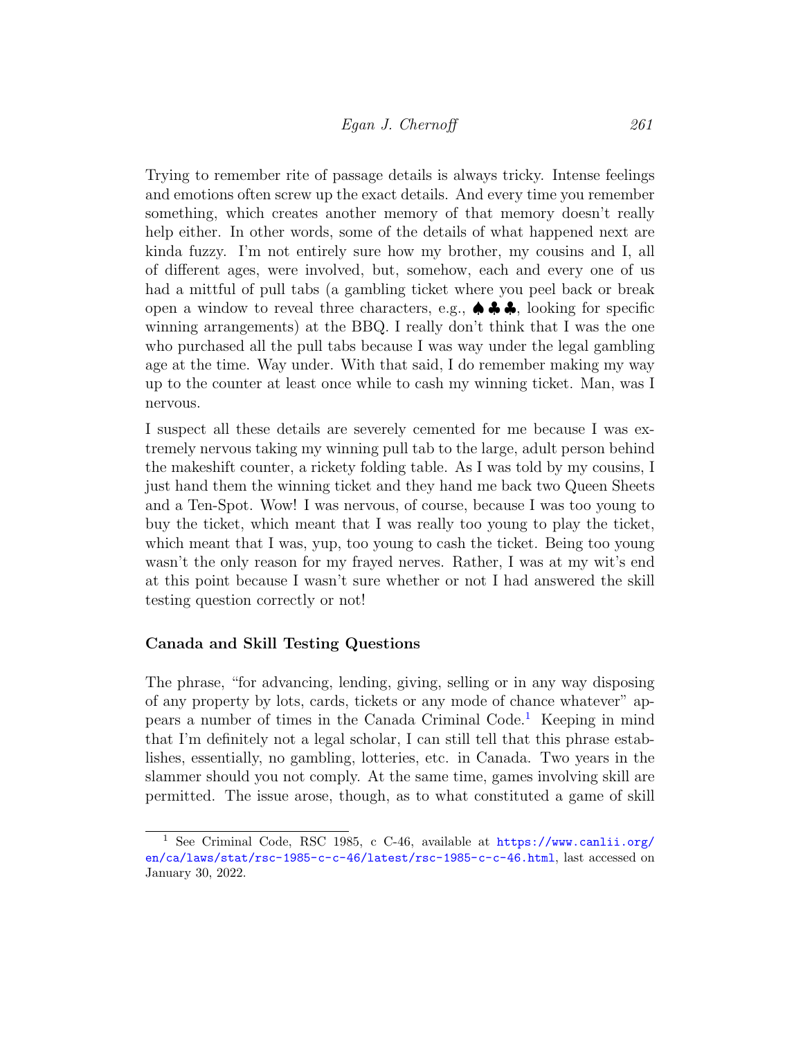Trying to remember rite of passage details is always tricky. Intense feelings and emotions often screw up the exact details. And every time you remember something, which creates another memory of that memory doesn't really help either. In other words, some of the details of what happened next are kinda fuzzy. I'm not entirely sure how my brother, my cousins and I, all of different ages, were involved, but, somehow, each and every one of us had a mittful of pull tabs (a gambling ticket where you peel back or break open a window to reveal three characters, e.g., ♠♣♣, looking for specific winning arrangements) at the BBQ. I really don't think that I was the one who purchased all the pull tabs because I was way under the legal gambling age at the time. Way under. With that said, I do remember making my way up to the counter at least once while to cash my winning ticket. Man, was I nervous.

I suspect all these details are severely cemented for me because I was extremely nervous taking my winning pull tab to the large, adult person behind the makeshift counter, a rickety folding table. As I was told by my cousins, I just hand them the winning ticket and they hand me back two Queen Sheets and a Ten-Spot. Wow! I was nervous, of course, because I was too young to buy the ticket, which meant that I was really too young to play the ticket, which meant that I was, yup, too young to cash the ticket. Being too young wasn't the only reason for my frayed nerves. Rather, I was at my wit's end at this point because I wasn't sure whether or not I had answered the skill testing question correctly or not!

### Canada and Skill Testing Questions

The phrase, "for advancing, lending, giving, selling or in any way disposing of any property by lots, cards, tickets or any mode of chance whatever" appears a number of times in the Canada Criminal Code.[1] Keeping in mind that I'm definitely not a legal scholar, I can still tell that this phrase establishes, essentially, no gambling, lotteries, etc. in Canada. Two years in the slammer should you not comply. At the same time, games involving skill are permitted. The issue arose, though, as to what constituted a game of skill

[1] See Criminal Code, RSC 1985, c C-46, available at https://www.canlii.org/en/ca/laws/stat/rsc-1985-c-c-46/latest/rsc-1985-c-c-46.html, last accessed on January 30, 2022.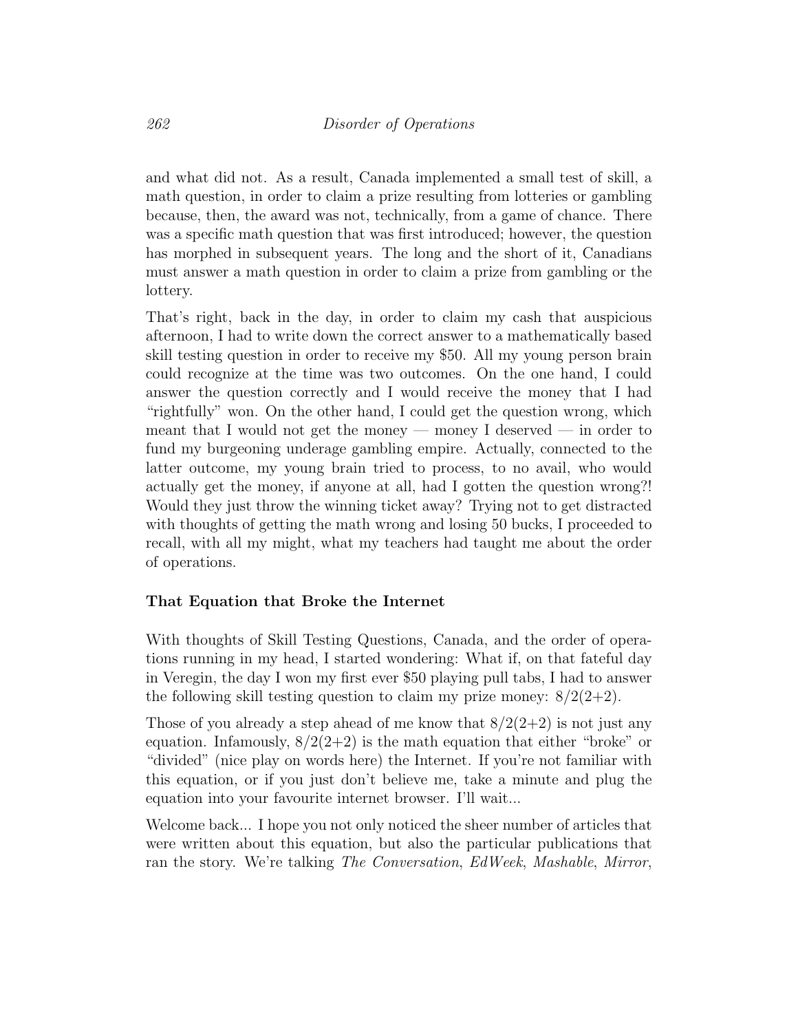and what did not. As a result, Canada implemented a small test of skill, a math question, in order to claim a prize resulting from lotteries or gambling because, then, the award was not, technically, from a game of chance. There was a specific math question that was first introduced; however, the question has morphed in subsequent years. The long and the short of it, Canadians must answer a math question in order to claim a prize from gambling or the lottery.

That's right, back in the day, in order to claim my cash that auspicious afternoon, I had to write down the correct answer to a mathematically based skill testing question in order to receive my \$50. All my young person brain could recognize at the time was two outcomes. On the one hand, I could answer the question correctly and I would receive the money that I had "rightfully" won. On the other hand, I could get the question wrong, which meant that I would not get the money — money I deserved — in order to fund my burgeoning underage gambling empire. Actually, connected to the latter outcome, my young brain tried to process, to no avail, who would actually get the money, if anyone at all, had I gotten the question wrong?! Would they just throw the winning ticket away? Trying not to get distracted with thoughts of getting the math wrong and losing 50 bucks, I proceeded to recall, with all my might, what my teachers had taught me about the order of operations.

### That Equation that Broke the Internet

With thoughts of Skill Testing Questions, Canada, and the order of operations running in my head, I started wondering: What if, on that fateful day in Veregin, the day I won my first ever \$50 playing pull tabs, I had to answer the following skill testing question to claim my prize money: $8/2(2+2)$.

Those of you already a step ahead of me know that $8/2(2+2)$ is not just any equation. Infamously, $8/2(2+2)$ is the math equation that either "broke" or "divided" (nice play on words here) the Internet. If you're not familiar with this equation, or if you just don't believe me, take a minute and plug the equation into your favourite internet browser. I'll wait...

Welcome back... I hope you not only noticed the sheer number of articles that were written about this equation, but also the particular publications that ran the story. We're talking *The Conversation*, *EdWeek*, *Mashable*, *Mirror*,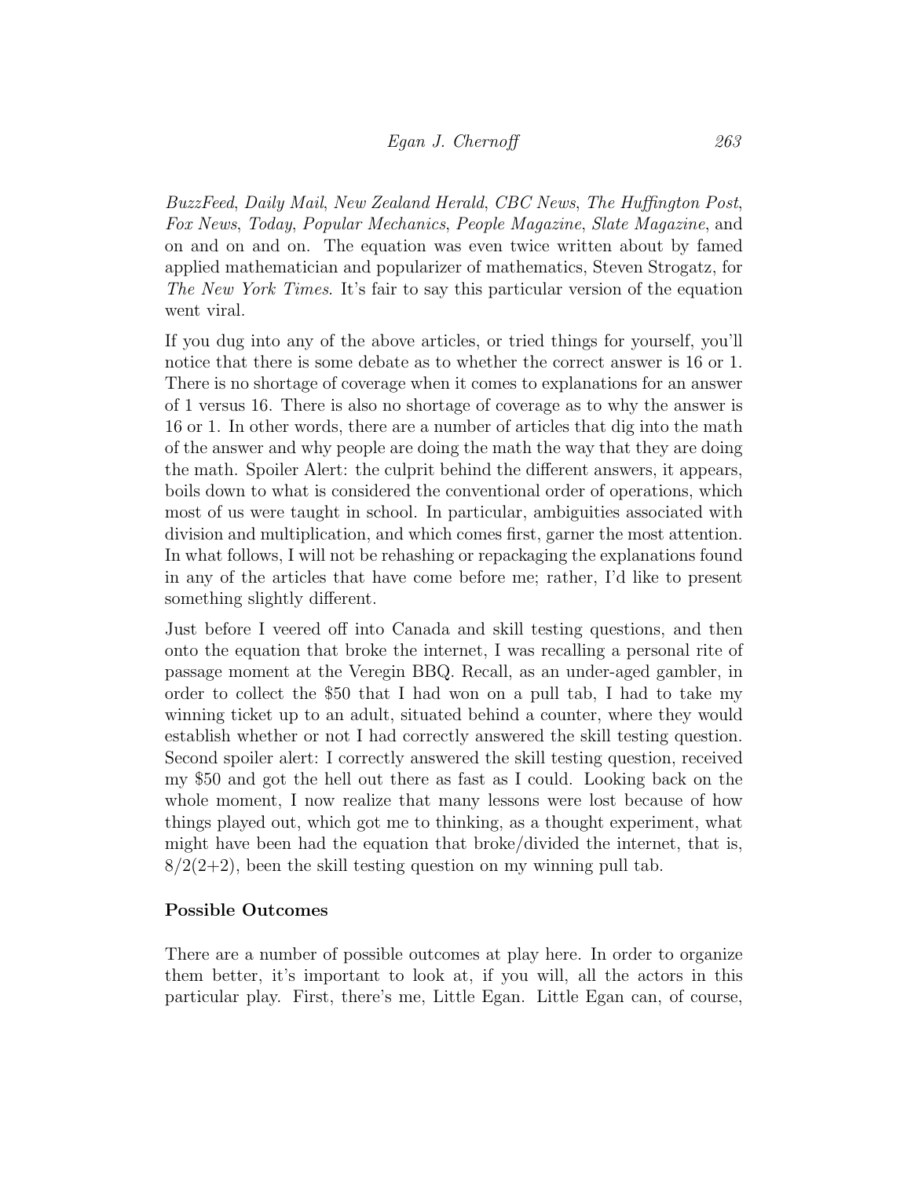*BuzzFeed*, *Daily Mail*, *New Zealand Herald*, *CBC News*, *The Huffington Post*, *Fox News*, *Today*, *Popular Mechanics*, *People Magazine*, *Slate Magazine*, and on and on and on. The equation was even twice written about by famed applied mathematician and popularizer of mathematics, Steven Strogatz, for *The New York Times*. It's fair to say this particular version of the equation went viral.

If you dug into any of the above articles, or tried things for yourself, you'll notice that there is some debate as to whether the correct answer is 16 or 1. There is no shortage of coverage when it comes to explanations for an answer of 1 versus 16. There is also no shortage of coverage as to why the answer is 16 or 1. In other words, there are a number of articles that dig into the math of the answer and why people are doing the math the way that they are doing the math. Spoiler Alert: the culprit behind the different answers, it appears, boils down to what is considered the conventional order of operations, which most of us were taught in school. In particular, ambiguities associated with division and multiplication, and which comes first, garner the most attention. In what follows, I will not be rehashing or repackaging the explanations found in any of the articles that have come before me; rather, I'd like to present something slightly different.

Just before I veered off into Canada and skill testing questions, and then onto the equation that broke the internet, I was recalling a personal rite of passage moment at the Veregin BBQ. Recall, as an under-aged gambler, in order to collect the $50 that I had won on a pull tab, I had to take my winning ticket up to an adult, situated behind a counter, where they would establish whether or not I had correctly answered the skill testing question. Second spoiler alert: I correctly answered the skill testing question, received my $50 and got the hell out there as fast as I could. Looking back on the whole moment, I now realize that many lessons were lost because of how things played out, which got me to thinking, as a thought experiment, what might have been had the equation that broke/divided the internet, that is, $8/2(2+2)$, been the skill testing question on my winning pull tab.

## Possible Outcomes

There are a number of possible outcomes at play here. In order to organize them better, it's important to look at, if you will, all the actors in this particular play. First, there's me, Little Egan. Little Egan can, of course,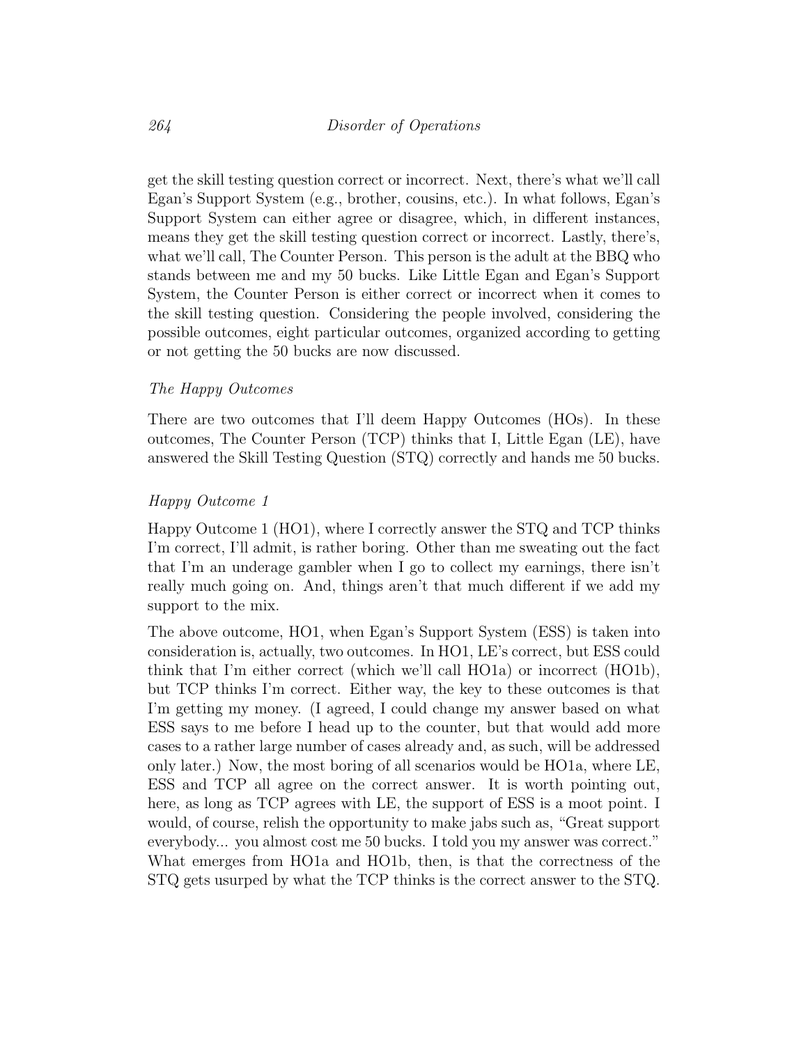get the skill testing question correct or incorrect. Next, there's what we'll call Egan's Support System (e.g., brother, cousins, etc.). In what follows, Egan's Support System can either agree or disagree, which, in different instances, means they get the skill testing question correct or incorrect. Lastly, there's, what we'll call, The Counter Person. This person is the adult at the BBQ who stands between me and my 50 bucks. Like Little Egan and Egan's Support System, the Counter Person is either correct or incorrect when it comes to the skill testing question. Considering the people involved, considering the possible outcomes, eight particular outcomes, organized according to getting or not getting the 50 bucks are now discussed.

### *The Happy Outcomes*

There are two outcomes that I'll deem Happy Outcomes (HOs). In these outcomes, The Counter Person (TCP) thinks that I, Little Egan (LE), have answered the Skill Testing Question (STQ) correctly and hands me 50 bucks.

### *Happy Outcome 1*

Happy Outcome 1 (HO1), where I correctly answer the STQ and TCP thinks I'm correct, I'll admit, is rather boring. Other than me sweating out the fact that I'm an underage gambler when I go to collect my earnings, there isn't really much going on. And, things aren't that much different if we add my support to the mix.

The above outcome, HO1, when Egan's Support System (ESS) is taken into consideration is, actually, two outcomes. In HO1, LE's correct, but ESS could think that I'm either correct (which we'll call HO1a) or incorrect (HO1b), but TCP thinks I'm correct. Either way, the key to these outcomes is that I'm getting my money. (I agreed, I could change my answer based on what ESS says to me before I head up to the counter, but that would add more cases to a rather large number of cases already and, as such, will be addressed only later.) Now, the most boring of all scenarios would be HO1a, where LE, ESS and TCP all agree on the correct answer. It is worth pointing out, here, as long as TCP agrees with LE, the support of ESS is a moot point. I would, of course, relish the opportunity to make jabs such as, "Great support everybody... you almost cost me 50 bucks. I told you my answer was correct." What emerges from HO1a and HO1b, then, is that the correctness of the STQ gets usurped by what the TCP thinks is the correct answer to the STQ.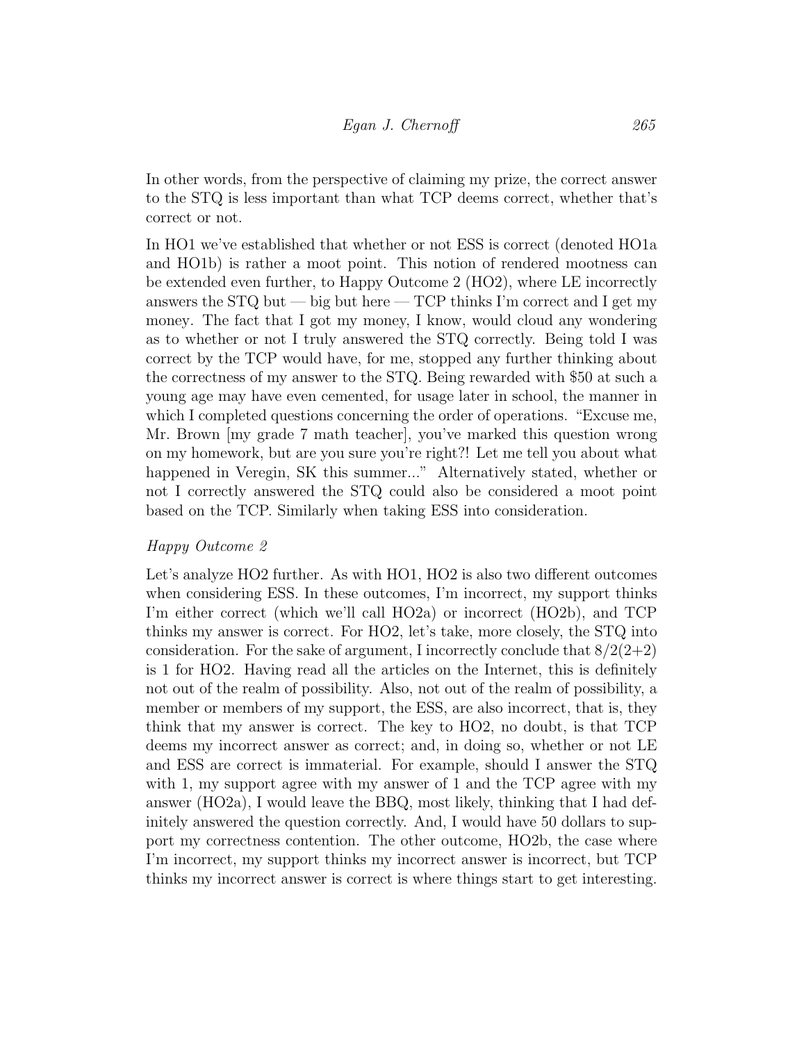In other words, from the perspective of claiming my prize, the correct answer to the STQ is less important than what TCP deems correct, whether that's correct or not.

In HO1 we've established that whether or not ESS is correct (denoted HO1a and HO1b) is rather a moot point. This notion of rendered mootness can be extended even further, to Happy Outcome 2 (HO2), where LE incorrectly answers the STQ but — big but here — TCP thinks I'm correct and I get my money. The fact that I got my money, I know, would cloud any wondering as to whether or not I truly answered the STQ correctly. Being told I was correct by the TCP would have, for me, stopped any further thinking about the correctness of my answer to the STQ. Being rewarded with $50 at such a young age may have even cemented, for usage later in school, the manner in which I completed questions concerning the order of operations. "Excuse me, Mr. Brown [my grade 7 math teacher], you've marked this question wrong on my homework, but are you sure you're right?! Let me tell you about what happened in Veregin, SK this summer..." Alternatively stated, whether or not I correctly answered the STQ could also be considered a moot point based on the TCP. Similarly when taking ESS into consideration.

*Happy Outcome 2*

Let's analyze HO2 further. As with HO1, HO2 is also two different outcomes when considering ESS. In these outcomes, I'm incorrect, my support thinks I'm either correct (which we'll call HO2a) or incorrect (HO2b), and TCP thinks my answer is correct. For HO2, let's take, more closely, the STQ into consideration. For the sake of argument, I incorrectly conclude that $8/2(2+2)$ is 1 for HO2. Having read all the articles on the Internet, this is definitely not out of the realm of possibility. Also, not out of the realm of possibility, a member or members of my support, the ESS, are also incorrect, that is, they think that my answer is correct. The key to HO2, no doubt, is that TCP deems my incorrect answer as correct; and, in doing so, whether or not LE and ESS are correct is immaterial. For example, should I answer the STQ with 1, my support agree with my answer of 1 and the TCP agree with my answer (HO2a), I would leave the BBQ, most likely, thinking that I had definitely answered the question correctly. And, I would have 50 dollars to support my correctness contention. The other outcome, HO2b, the case where I'm incorrect, my support thinks my incorrect answer is incorrect, but TCP thinks my incorrect answer is correct is where things start to get interesting.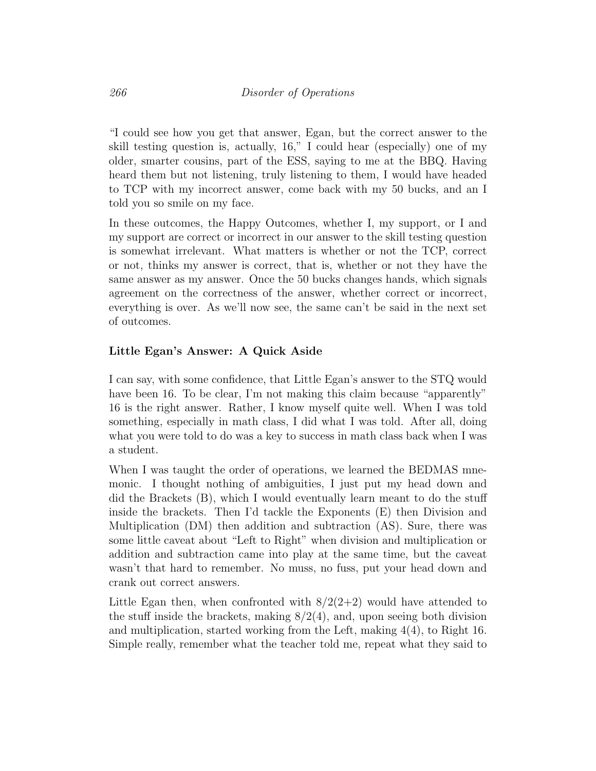"I could see how you get that answer, Egan, but the correct answer to the skill testing question is, actually, 16," I could hear (especially) one of my older, smarter cousins, part of the ESS, saying to me at the BBQ. Having heard them but not listening, truly listening to them, I would have headed to TCP with my incorrect answer, come back with my 50 bucks, and an I told you so smile on my face.

In these outcomes, the Happy Outcomes, whether I, my support, or I and my support are correct or incorrect in our answer to the skill testing question is somewhat irrelevant. What matters is whether or not the TCP, correct or not, thinks my answer is correct, that is, whether or not they have the same answer as my answer. Once the 50 bucks changes hands, which signals agreement on the correctness of the answer, whether correct or incorrect, everything is over. As we'll now see, the same can't be said in the next set of outcomes.

### Little Egan's Answer: A Quick Aside

I can say, with some confidence, that Little Egan's answer to the STQ would have been 16. To be clear, I'm not making this claim because "apparently" 16 is the right answer. Rather, I know myself quite well. When I was told something, especially in math class, I did what I was told. After all, doing what you were told to do was a key to success in math class back when I was a student.

When I was taught the order of operations, we learned the BEDMAS mnemonic. I thought nothing of ambiguities, I just put my head down and did the Brackets (B), which I would eventually learn meant to do the stuff inside the brackets. Then I'd tackle the Exponents (E) then Division and Multiplication (DM) then addition and subtraction (AS). Sure, there was some little caveat about "Left to Right" when division and multiplication or addition and subtraction came into play at the same time, but the caveat wasn't that hard to remember. No muss, no fuss, put your head down and crank out correct answers.

Little Egan then, when confronted with $8/2(2+2)$ would have attended to the stuff inside the brackets, making $8/2(4)$, and, upon seeing both division and multiplication, started working from the Left, making $4(4)$, to Right 16. Simple really, remember what the teacher told me, repeat what they said to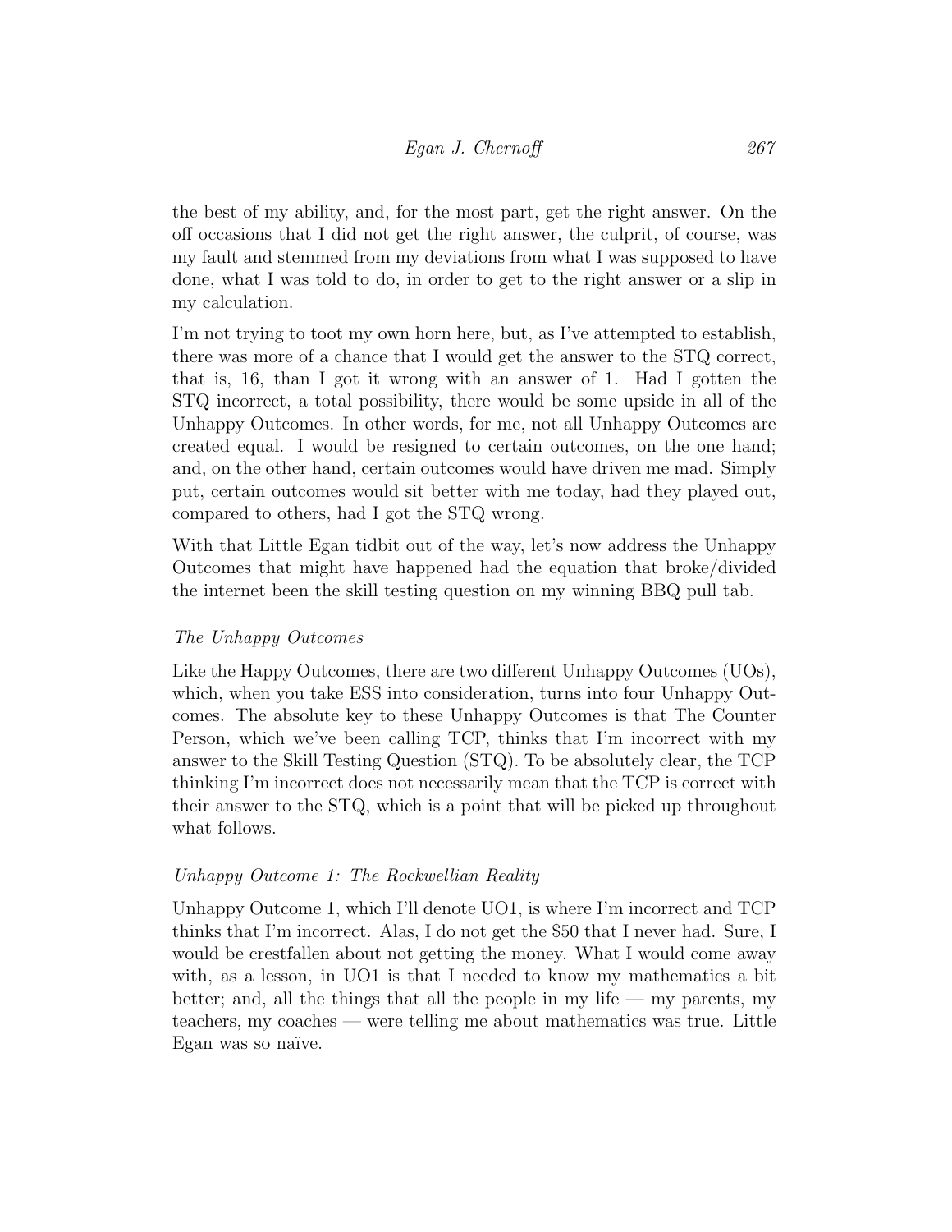the best of my ability, and, for the most part, get the right answer. On the off occasions that I did not get the right answer, the culprit, of course, was my fault and stemmed from my deviations from what I was supposed to have done, what I was told to do, in order to get to the right answer or a slip in my calculation.

I'm not trying to toot my own horn here, but, as I've attempted to establish, there was more of a chance that I would get the answer to the STQ correct, that is, 16, than I got it wrong with an answer of 1. Had I gotten the STQ incorrect, a total possibility, there would be some upside in all of the Unhappy Outcomes. In other words, for me, not all Unhappy Outcomes are created equal. I would be resigned to certain outcomes, on the one hand; and, on the other hand, certain outcomes would have driven me mad. Simply put, certain outcomes would sit better with me today, had they played out, compared to others, had I got the STQ wrong.

With that Little Egan tidbit out of the way, let's now address the Unhappy Outcomes that might have happened had the equation that broke/divided the internet been the skill testing question on my winning BBQ pull tab.

*The Unhappy Outcomes*

Like the Happy Outcomes, there are two different Unhappy Outcomes (UOs), which, when you take ESS into consideration, turns into four Unhappy Outcomes. The absolute key to these Unhappy Outcomes is that The Counter Person, which we've been calling TCP, thinks that I'm incorrect with my answer to the Skill Testing Question (STQ). To be absolutely clear, the TCP thinking I'm incorrect does not necessarily mean that the TCP is correct with their answer to the STQ, which is a point that will be picked up throughout what follows.

*Unhappy Outcome 1: The Rockwellian Reality*

Unhappy Outcome 1, which I'll denote UO1, is where I'm incorrect and TCP thinks that I'm incorrect. Alas, I do not get the $50 that I never had. Sure, I would be crestfallen about not getting the money. What I would come away with, as a lesson, in UO1 is that I needed to know my mathematics a bit better; and, all the things that all the people in my life — my parents, my teachers, my coaches — were telling me about mathematics was true. Little Egan was so naïve.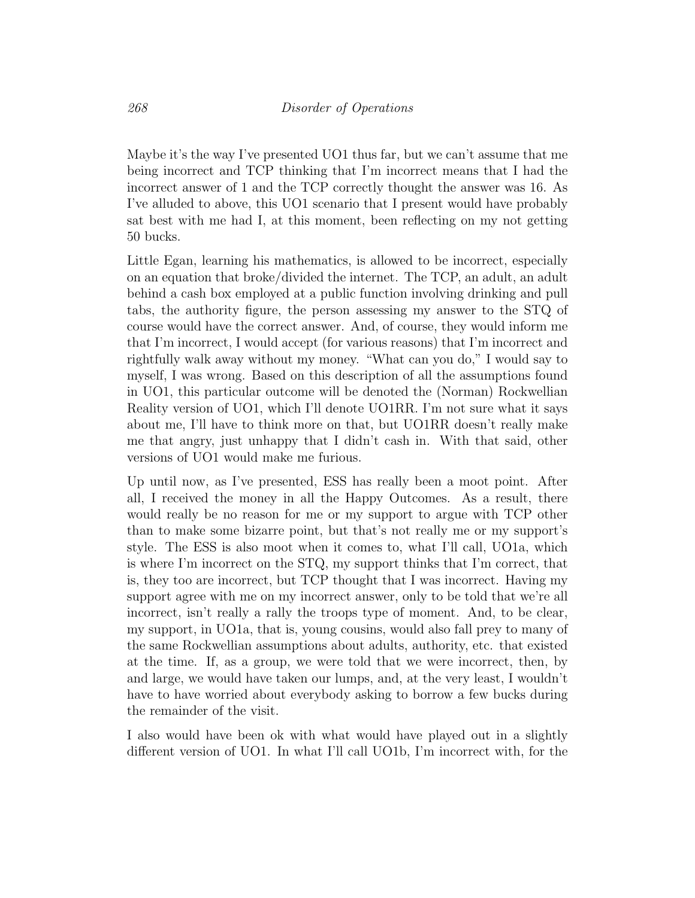Maybe it's the way I've presented UO1 thus far, but we can't assume that me being incorrect and TCP thinking that I'm incorrect means that I had the incorrect answer of 1 and the TCP correctly thought the answer was 16. As I've alluded to above, this UO1 scenario that I present would have probably sat best with me had I, at this moment, been reflecting on my not getting 50 bucks.

Little Egan, learning his mathematics, is allowed to be incorrect, especially on an equation that broke/divided the internet. The TCP, an adult, an adult behind a cash box employed at a public function involving drinking and pull tabs, the authority figure, the person assessing my answer to the STQ of course would have the correct answer. And, of course, they would inform me that I'm incorrect, I would accept (for various reasons) that I'm incorrect and rightfully walk away without my money. "What can you do," I would say to myself, I was wrong. Based on this description of all the assumptions found in UO1, this particular outcome will be denoted the (Norman) Rockwellian Reality version of UO1, which I'll denote UO1RR. I'm not sure what it says about me, I'll have to think more on that, but UO1RR doesn't really make me that angry, just unhappy that I didn't cash in. With that said, other versions of UO1 would make me furious.

Up until now, as I've presented, ESS has really been a moot point. After all, I received the money in all the Happy Outcomes. As a result, there would really be no reason for me or my support to argue with TCP other than to make some bizarre point, but that's not really me or my support's style. The ESS is also moot when it comes to, what I'll call, UO1a, which is where I'm incorrect on the STQ, my support thinks that I'm correct, that is, they too are incorrect, but TCP thought that I was incorrect. Having my support agree with me on my incorrect answer, only to be told that we're all incorrect, isn't really a rally the troops type of moment. And, to be clear, my support, in UO1a, that is, young cousins, would also fall prey to many of the same Rockwellian assumptions about adults, authority, etc. that existed at the time. If, as a group, we were told that we were incorrect, then, by and large, we would have taken our lumps, and, at the very least, I wouldn't have to have worried about everybody asking to borrow a few bucks during the remainder of the visit.

I also would have been ok with what would have played out in a slightly different version of UO1. In what I'll call UO1b, I'm incorrect with, for the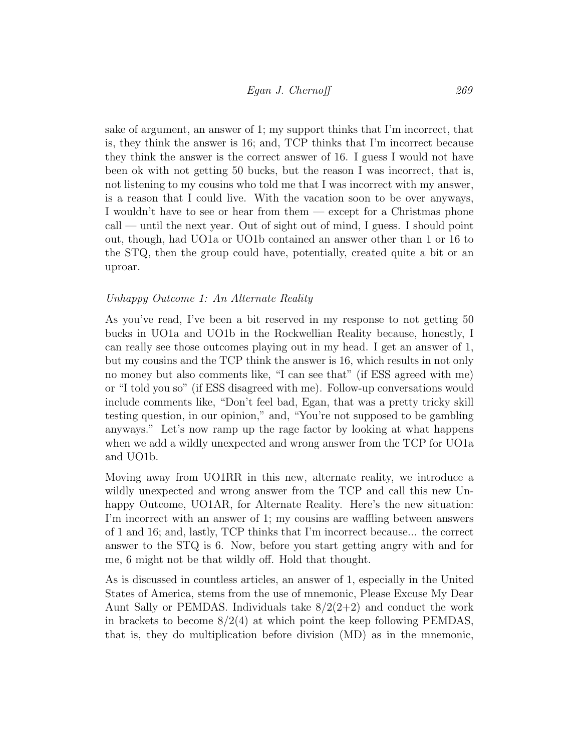sake of argument, an answer of 1; my support thinks that I'm incorrect, that is, they think the answer is 16; and, TCP thinks that I'm incorrect because they think the answer is the correct answer of 16. I guess I would not have been ok with not getting 50 bucks, but the reason I was incorrect, that is, not listening to my cousins who told me that I was incorrect with my answer, is a reason that I could live. With the vacation soon to be over anyways, I wouldn't have to see or hear from them — except for a Christmas phone call — until the next year. Out of sight out of mind, I guess. I should point out, though, had UO1a or UO1b contained an answer other than 1 or 16 to the STQ, then the group could have, potentially, created quite a bit or an uproar.

*Unhappy Outcome 1: An Alternate Reality*

As you've read, I've been a bit reserved in my response to not getting 50 bucks in UO1a and UO1b in the Rockwellian Reality because, honestly, I can really see those outcomes playing out in my head. I get an answer of 1, but my cousins and the TCP think the answer is 16, which results in not only no money but also comments like, "I can see that" (if ESS agreed with me) or "I told you so" (if ESS disagreed with me). Follow-up conversations would include comments like, "Don't feel bad, Egan, that was a pretty tricky skill testing question, in our opinion," and, "You're not supposed to be gambling anyways." Let's now ramp up the rage factor by looking at what happens when we add a wildly unexpected and wrong answer from the TCP for UO1a and UO1b.

Moving away from UO1RR in this new, alternate reality, we introduce a wildly unexpected and wrong answer from the TCP and call this new Unhappy Outcome, UO1AR, for Alternate Reality. Here's the new situation: I'm incorrect with an answer of 1; my cousins are waffling between answers of 1 and 16; and, lastly, TCP thinks that I'm incorrect because... the correct answer to the STQ is 6. Now, before you start getting angry with and for me, 6 might not be that wildly off. Hold that thought.

As is discussed in countless articles, an answer of 1, especially in the United States of America, stems from the use of mnemonic, Please Excuse My Dear Aunt Sally or PEMDAS. Individuals take $8/2(2{+}2)$ and conduct the work in brackets to become $8/2(4)$ at which point the keep following PEMDAS, that is, they do multiplication before division (MD) as in the mnemonic,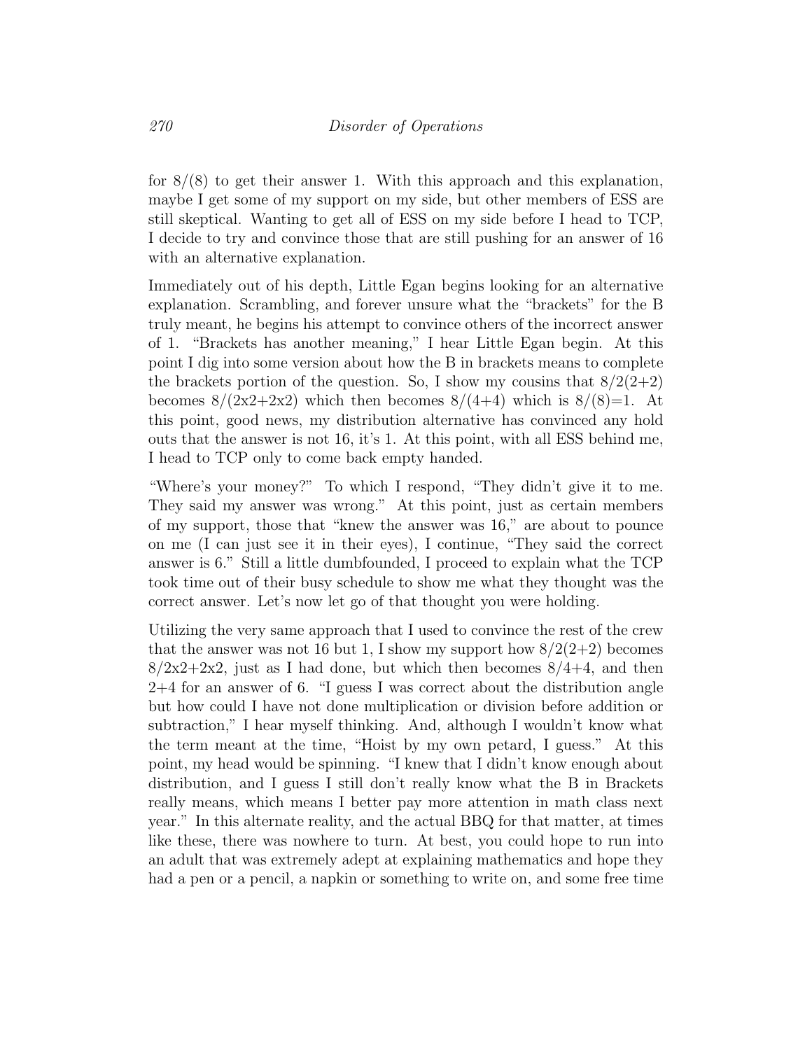for $8/(8)$ to get their answer 1. With this approach and this explanation, maybe I get some of my support on my side, but other members of ESS are still skeptical. Wanting to get all of ESS on my side before I head to TCP, I decide to try and convince those that are still pushing for an answer of 16 with an alternative explanation.

Immediately out of his depth, Little Egan begins looking for an alternative explanation. Scrambling, and forever unsure what the "brackets" for the B truly meant, he begins his attempt to convince others of the incorrect answer of 1. "Brackets has another meaning," I hear Little Egan begin. At this point I dig into some version about how the B in brackets means to complete the brackets portion of the question. So, I show my cousins that $8/2(2+2)$ becomes $8/(2\text{x}2+2\text{x}2)$ which then becomes $8/(4+4)$ which is $8/(8)=1$. At this point, good news, my distribution alternative has convinced any hold outs that the answer is not 16, it's 1. At this point, with all ESS behind me, I head to TCP only to come back empty handed.

"Where's your money?" To which I respond, "They didn't give it to me. They said my answer was wrong." At this point, just as certain members of my support, those that "knew the answer was 16," are about to pounce on me (I can just see it in their eyes), I continue, "They said the correct answer is 6." Still a little dumbfounded, I proceed to explain what the TCP took time out of their busy schedule to show me what they thought was the correct answer. Let's now let go of that thought you were holding.

Utilizing the very same approach that I used to convince the rest of the crew that the answer was not 16 but 1, I show my support how $8/2(2+2)$ becomes $8/2\text{x}2+2\text{x}2$, just as I had done, but which then becomes $8/4+4$, and then $2+4$ for an answer of 6. "I guess I was correct about the distribution angle but how could I have not done multiplication or division before addition or subtraction," I hear myself thinking. And, although I wouldn't know what the term meant at the time, "Hoist by my own petard, I guess." At this point, my head would be spinning. "I knew that I didn't know enough about distribution, and I guess I still don't really know what the B in Brackets really means, which means I better pay more attention in math class next year." In this alternate reality, and the actual BBQ for that matter, at times like these, there was nowhere to turn. At best, you could hope to run into an adult that was extremely adept at explaining mathematics and hope they had a pen or a pencil, a napkin or something to write on, and some free time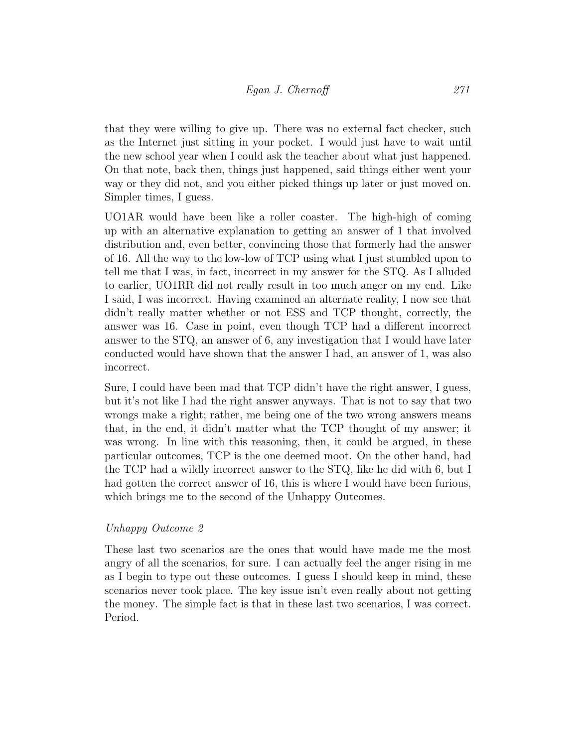that they were willing to give up. There was no external fact checker, such as the Internet just sitting in your pocket. I would just have to wait until the new school year when I could ask the teacher about what just happened. On that note, back then, things just happened, said things either went your way or they did not, and you either picked things up later or just moved on. Simpler times, I guess.

UO1AR would have been like a roller coaster. The high-high of coming up with an alternative explanation to getting an answer of 1 that involved distribution and, even better, convincing those that formerly had the answer of 16. All the way to the low-low of TCP using what I just stumbled upon to tell me that I was, in fact, incorrect in my answer for the STQ. As I alluded to earlier, UO1RR did not really result in too much anger on my end. Like I said, I was incorrect. Having examined an alternate reality, I now see that didn't really matter whether or not ESS and TCP thought, correctly, the answer was 16. Case in point, even though TCP had a different incorrect answer to the STQ, an answer of 6, any investigation that I would have later conducted would have shown that the answer I had, an answer of 1, was also incorrect.

Sure, I could have been mad that TCP didn't have the right answer, I guess, but it's not like I had the right answer anyways. That is not to say that two wrongs make a right; rather, me being one of the two wrong answers means that, in the end, it didn't matter what the TCP thought of my answer; it was wrong. In line with this reasoning, then, it could be argued, in these particular outcomes, TCP is the one deemed moot. On the other hand, had the TCP had a wildly incorrect answer to the STQ, like he did with 6, but I had gotten the correct answer of 16, this is where I would have been furious, which brings me to the second of the Unhappy Outcomes.

*Unhappy Outcome 2*

These last two scenarios are the ones that would have made me the most angry of all the scenarios, for sure. I can actually feel the anger rising in me as I begin to type out these outcomes. I guess I should keep in mind, these scenarios never took place. The key issue isn't even really about not getting the money. The simple fact is that in these last two scenarios, I was correct. Period.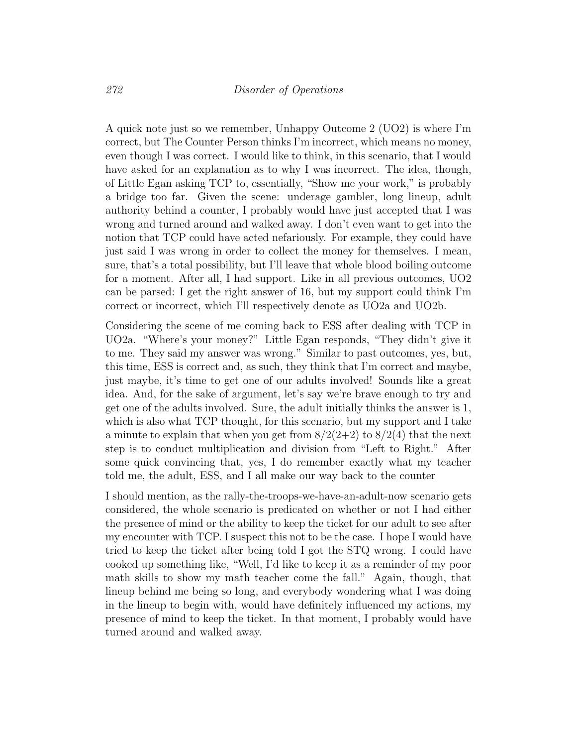A quick note just so we remember, Unhappy Outcome 2 (UO2) is where I'm correct, but The Counter Person thinks I'm incorrect, which means no money, even though I was correct. I would like to think, in this scenario, that I would have asked for an explanation as to why I was incorrect. The idea, though, of Little Egan asking TCP to, essentially, "Show me your work," is probably a bridge too far. Given the scene: underage gambler, long lineup, adult authority behind a counter, I probably would have just accepted that I was wrong and turned around and walked away. I don't even want to get into the notion that TCP could have acted nefariously. For example, they could have just said I was wrong in order to collect the money for themselves. I mean, sure, that's a total possibility, but I'll leave that whole blood boiling outcome for a moment. After all, I had support. Like in all previous outcomes, UO2 can be parsed: I get the right answer of 16, but my support could think I'm correct or incorrect, which I'll respectively denote as UO2a and UO2b.

Considering the scene of me coming back to ESS after dealing with TCP in UO2a. "Where's your money?" Little Egan responds, "They didn't give it to me. They said my answer was wrong." Similar to past outcomes, yes, but, this time, ESS is correct and, as such, they think that I'm correct and maybe, just maybe, it's time to get one of our adults involved! Sounds like a great idea. And, for the sake of argument, let's say we're brave enough to try and get one of the adults involved. Sure, the adult initially thinks the answer is 1, which is also what TCP thought, for this scenario, but my support and I take a minute to explain that when you get from $8/2(2+2)$ to $8/2(4)$ that the next step is to conduct multiplication and division from "Left to Right." After some quick convincing that, yes, I do remember exactly what my teacher told me, the adult, ESS, and I all make our way back to the counter

I should mention, as the rally-the-troops-we-have-an-adult-now scenario gets considered, the whole scenario is predicated on whether or not I had either the presence of mind or the ability to keep the ticket for our adult to see after my encounter with TCP. I suspect this not to be the case. I hope I would have tried to keep the ticket after being told I got the STQ wrong. I could have cooked up something like, "Well, I'd like to keep it as a reminder of my poor math skills to show my math teacher come the fall." Again, though, that lineup behind me being so long, and everybody wondering what I was doing in the lineup to begin with, would have definitely influenced my actions, my presence of mind to keep the ticket. In that moment, I probably would have turned around and walked away.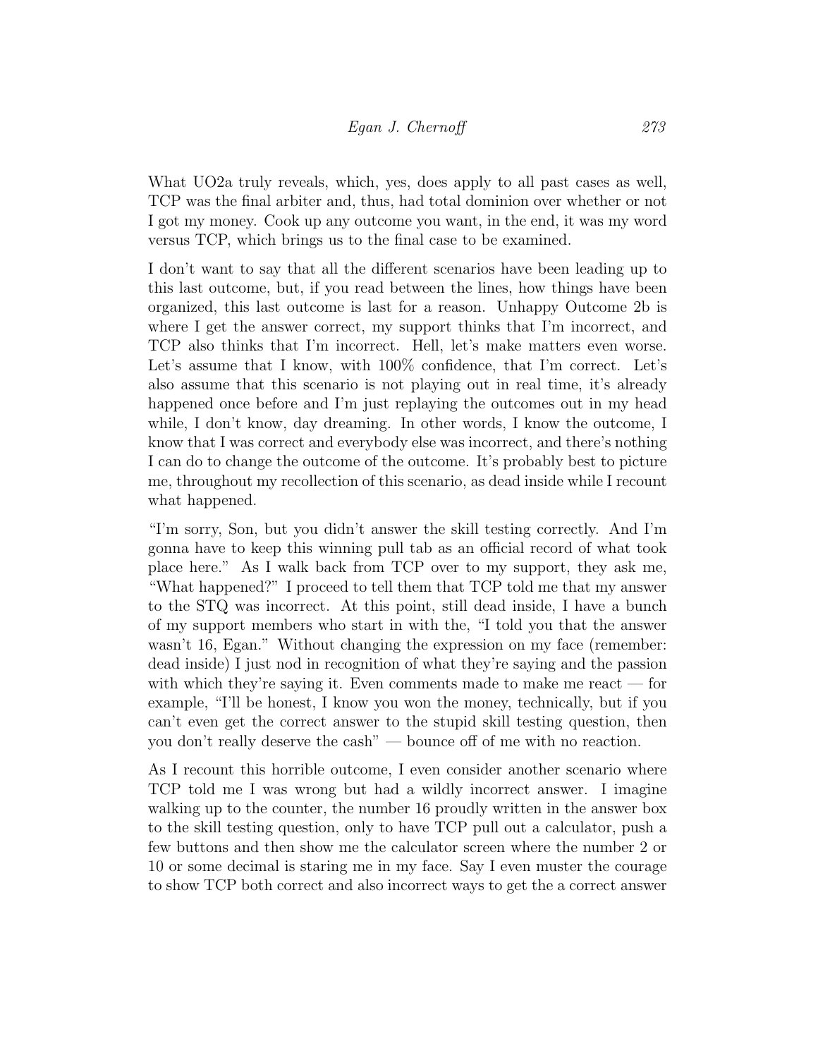What UO2a truly reveals, which, yes, does apply to all past cases as well, TCP was the final arbiter and, thus, had total dominion over whether or not I got my money. Cook up any outcome you want, in the end, it was my word versus TCP, which brings us to the final case to be examined.

I don't want to say that all the different scenarios have been leading up to this last outcome, but, if you read between the lines, how things have been organized, this last outcome is last for a reason. Unhappy Outcome 2b is where I get the answer correct, my support thinks that I'm incorrect, and TCP also thinks that I'm incorrect. Hell, let's make matters even worse. Let's assume that I know, with 100% confidence, that I'm correct. Let's also assume that this scenario is not playing out in real time, it's already happened once before and I'm just replaying the outcomes out in my head while, I don't know, day dreaming. In other words, I know the outcome, I know that I was correct and everybody else was incorrect, and there's nothing I can do to change the outcome of the outcome. It's probably best to picture me, throughout my recollection of this scenario, as dead inside while I recount what happened.

"I'm sorry, Son, but you didn't answer the skill testing correctly. And I'm gonna have to keep this winning pull tab as an official record of what took place here." As I walk back from TCP over to my support, they ask me, "What happened?" I proceed to tell them that TCP told me that my answer to the STQ was incorrect. At this point, still dead inside, I have a bunch of my support members who start in with the, "I told you that the answer wasn't 16, Egan." Without changing the expression on my face (remember: dead inside) I just nod in recognition of what they're saying and the passion with which they're saying it. Even comments made to make me react — for example, "I'll be honest, I know you won the money, technically, but if you can't even get the correct answer to the stupid skill testing question, then you don't really deserve the cash" — bounce off of me with no reaction.

As I recount this horrible outcome, I even consider another scenario where TCP told me I was wrong but had a wildly incorrect answer. I imagine walking up to the counter, the number 16 proudly written in the answer box to the skill testing question, only to have TCP pull out a calculator, push a few buttons and then show me the calculator screen where the number 2 or 10 or some decimal is staring me in my face. Say I even muster the courage to show TCP both correct and also incorrect ways to get the a correct answer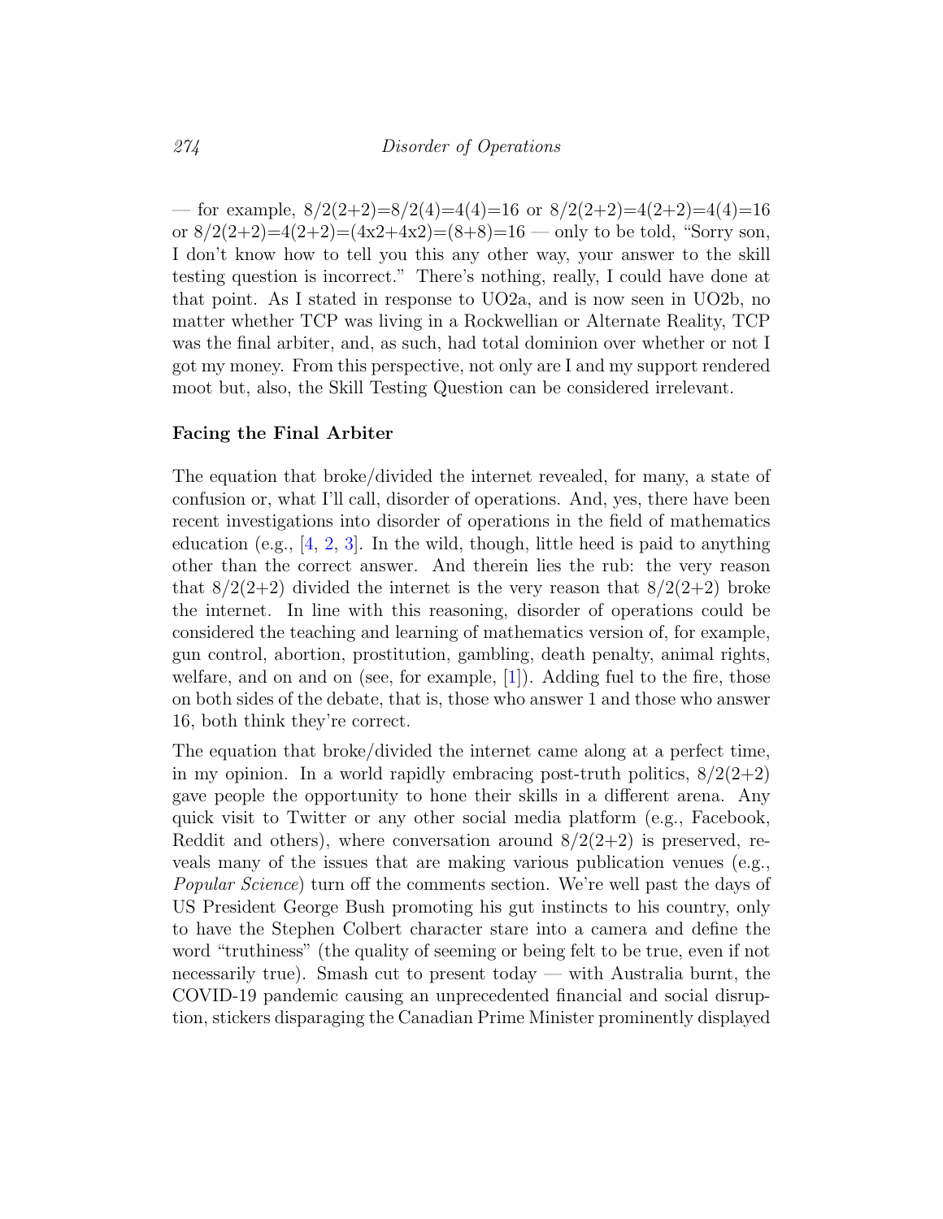— for example, $8/2(2{+}2)=8/2(4)=4(4)=16$ or $8/2(2{+}2)=4(2{+}2)=4(4)=16$ or $8/2(2{+}2)=4(2{+}2)=(4\text{x}2{+}4\text{x}2)=(8{+}8)=16$ — only to be told, "Sorry son, I don't know how to tell you this any other way, your answer to the skill testing question is incorrect." There's nothing, really, I could have done at that point. As I stated in response to UO2a, and is now seen in UO2b, no matter whether TCP was living in a Rockwellian or Alternate Reality, TCP was the final arbiter, and, as such, had total dominion over whether or not I got my money. From this perspective, not only are I and my support rendered moot but, also, the Skill Testing Question can be considered irrelevant.

### Facing the Final Arbiter

The equation that broke/divided the internet revealed, for many, a state of confusion or, what I'll call, disorder of operations. And, yes, there have been recent investigations into disorder of operations in the field of mathematics education (e.g., [4, 2, 3]. In the wild, though, little heed is paid to anything other than the correct answer. And therein lies the rub: the very reason that $8/2(2{+}2)$ divided the internet is the very reason that $8/2(2{+}2)$ broke the internet. In line with this reasoning, disorder of operations could be considered the teaching and learning of mathematics version of, for example, gun control, abortion, prostitution, gambling, death penalty, animal rights, welfare, and on and on (see, for example, [1]). Adding fuel to the fire, those on both sides of the debate, that is, those who answer 1 and those who answer 16, both think they're correct.

The equation that broke/divided the internet came along at a perfect time, in my opinion. In a world rapidly embracing post-truth politics, $8/2(2{+}2)$ gave people the opportunity to hone their skills in a different arena. Any quick visit to Twitter or any other social media platform (e.g., Facebook, Reddit and others), where conversation around $8/2(2{+}2)$ is preserved, reveals many of the issues that are making various publication venues (e.g., *Popular Science*) turn off the comments section. We're well past the days of US President George Bush promoting his gut instincts to his country, only to have the Stephen Colbert character stare into a camera and define the word "truthiness" (the quality of seeming or being felt to be true, even if not necessarily true). Smash cut to present today — with Australia burnt, the COVID-19 pandemic causing an unprecedented financial and social disruption, stickers disparaging the Canadian Prime Minister prominently displayed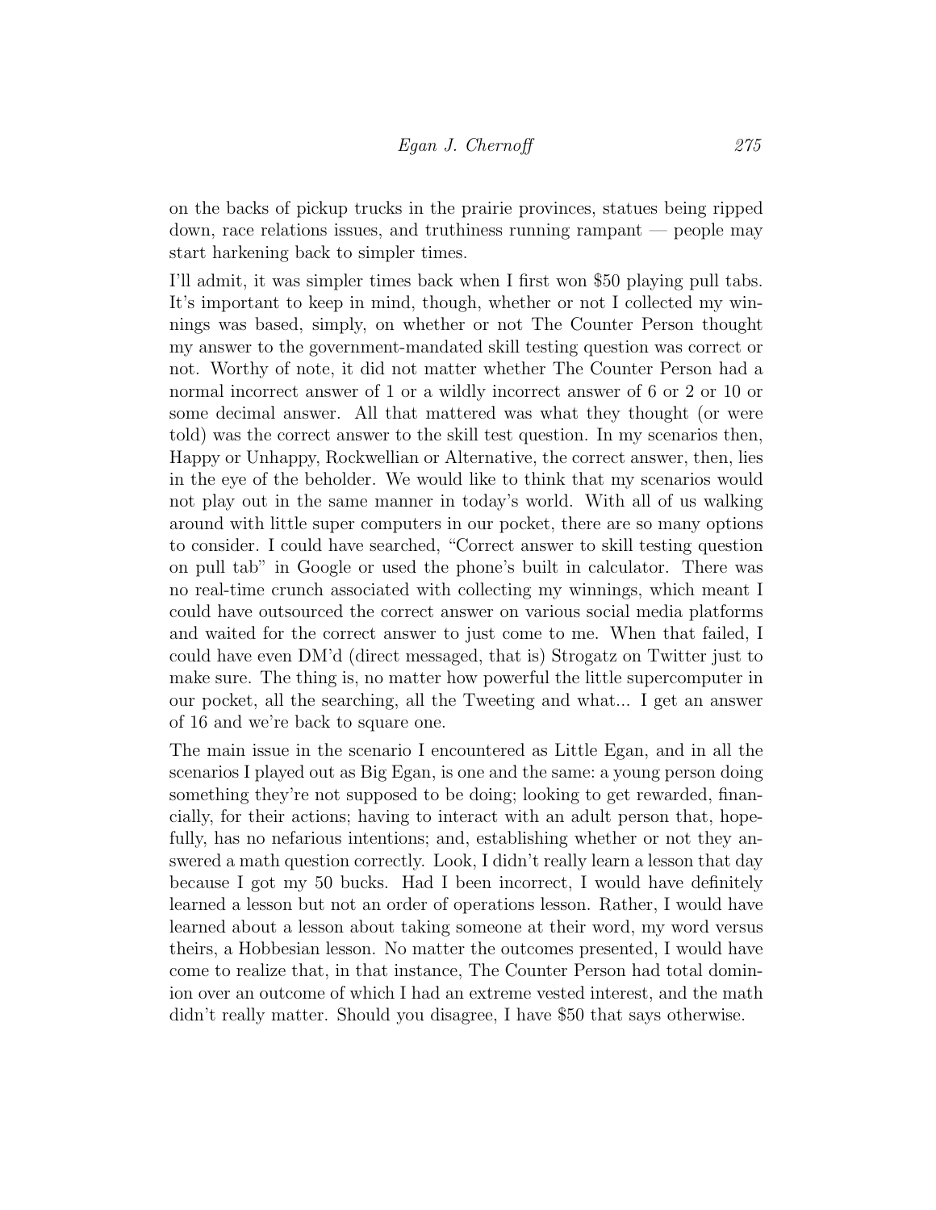on the backs of pickup trucks in the prairie provinces, statues being ripped down, race relations issues, and truthiness running rampant — people may start harkening back to simpler times.

I'll admit, it was simpler times back when I first won $50 playing pull tabs. It's important to keep in mind, though, whether or not I collected my winnings was based, simply, on whether or not The Counter Person thought my answer to the government-mandated skill testing question was correct or not. Worthy of note, it did not matter whether The Counter Person had a normal incorrect answer of 1 or a wildly incorrect answer of 6 or 2 or 10 or some decimal answer. All that mattered was what they thought (or were told) was the correct answer to the skill test question. In my scenarios then, Happy or Unhappy, Rockwellian or Alternative, the correct answer, then, lies in the eye of the beholder. We would like to think that my scenarios would not play out in the same manner in today's world. With all of us walking around with little super computers in our pocket, there are so many options to consider. I could have searched, "Correct answer to skill testing question on pull tab" in Google or used the phone's built in calculator. There was no real-time crunch associated with collecting my winnings, which meant I could have outsourced the correct answer on various social media platforms and waited for the correct answer to just come to me. When that failed, I could have even DM'd (direct messaged, that is) Strogatz on Twitter just to make sure. The thing is, no matter how powerful the little supercomputer in our pocket, all the searching, all the Tweeting and what... I get an answer of 16 and we're back to square one.

The main issue in the scenario I encountered as Little Egan, and in all the scenarios I played out as Big Egan, is one and the same: a young person doing something they're not supposed to be doing; looking to get rewarded, financially, for their actions; having to interact with an adult person that, hopefully, has no nefarious intentions; and, establishing whether or not they answered a math question correctly. Look, I didn't really learn a lesson that day because I got my 50 bucks. Had I been incorrect, I would have definitely learned a lesson but not an order of operations lesson. Rather, I would have learned about a lesson about taking someone at their word, my word versus theirs, a Hobbesian lesson. No matter the outcomes presented, I would have come to realize that, in that instance, The Counter Person had total dominion over an outcome of which I had an extreme vested interest, and the math didn't really matter. Should you disagree, I have $50 that says otherwise.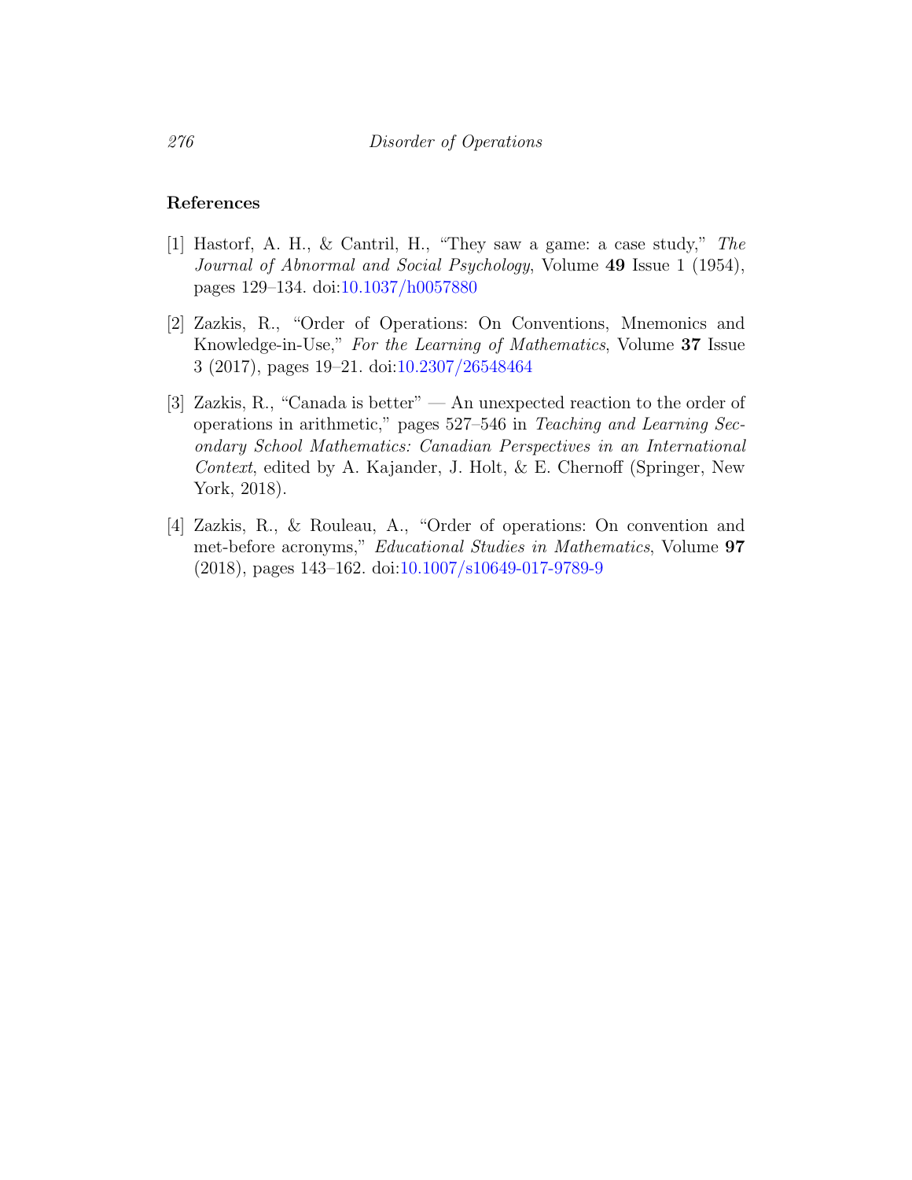## References

[1] Hastorf, A. H., & Cantril, H., "They saw a game: a case study," *The Journal of Abnormal and Social Psychology*, Volume **49** Issue 1 (1954), pages 129–134. doi:10.1037/h0057880

[2] Zazkis, R., "Order of Operations: On Conventions, Mnemonics and Knowledge-in-Use," *For the Learning of Mathematics*, Volume **37** Issue 3 (2017), pages 19–21. doi:10.2307/26548464

[3] Zazkis, R., "Canada is better" — An unexpected reaction to the order of operations in arithmetic," pages 527–546 in *Teaching and Learning Secondary School Mathematics: Canadian Perspectives in an International Context*, edited by A. Kajander, J. Holt, & E. Chernoff (Springer, New York, 2018).

[4] Zazkis, R., & Rouleau, A., "Order of operations: On convention and met-before acronyms," *Educational Studies in Mathematics*, Volume **97** (2018), pages 143–162. doi:10.1007/s10649-017-9789-9